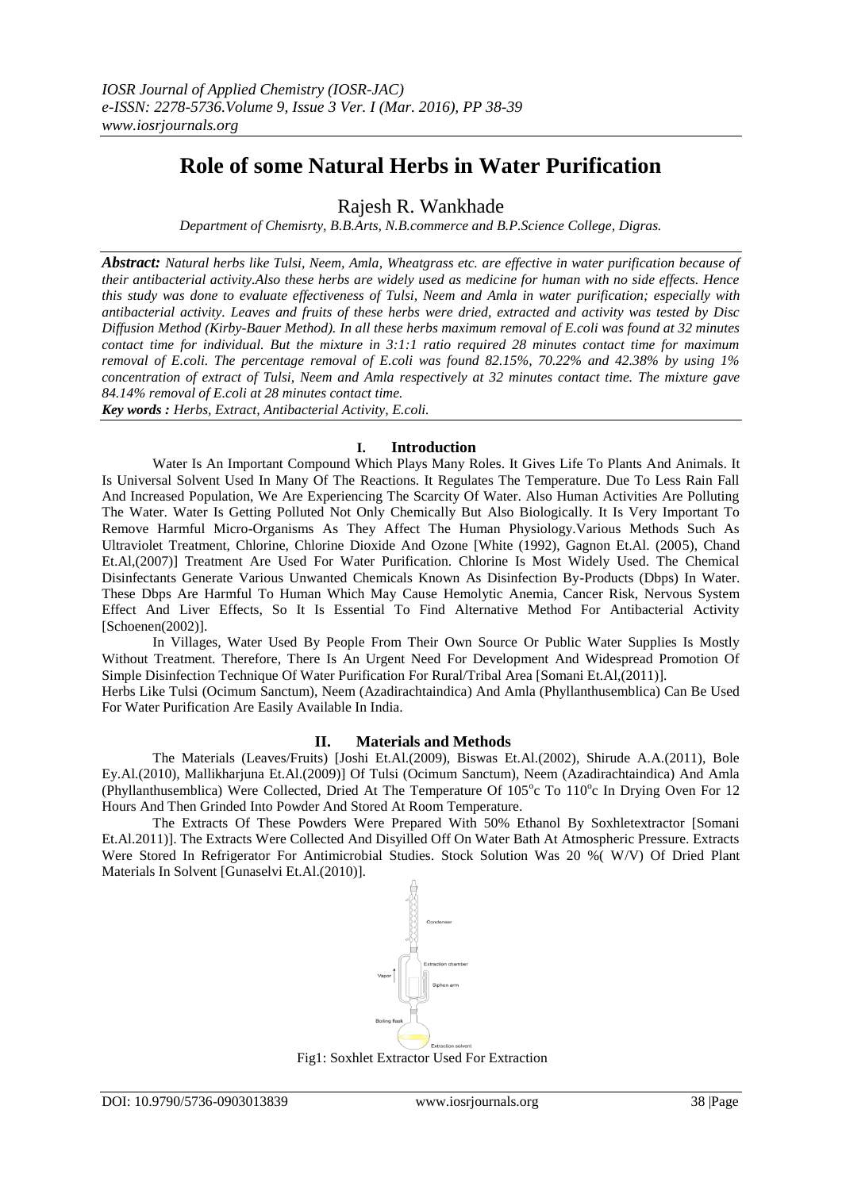# Role of some Natural Herbs in Water Purification

Rajesh R. Wankhade

*Department of Chemisrty, B.B.Arts, N.B.commerce and B.P.Science College, Digras.*

***Abstract:*** *Natural herbs like Tulsi, Neem, Amla, Wheatgrass etc. are effective in water purification because of their antibacterial activity.Also these herbs are widely used as medicine for human with no side effects. Hence this study was done to evaluate effectiveness of Tulsi, Neem and Amla in water purification; especially with antibacterial activity. Leaves and fruits of these herbs were dried, extracted and activity was tested by Disc Diffusion Method (Kirby-Bauer Method). In all these herbs maximum removal of E.coli was found at 32 minutes contact time for individual. But the mixture in 3:1:1 ratio required 28 minutes contact time for maximum removal of E.coli. The percentage removal of E.coli was found 82.15%, 70.22% and 42.38% by using 1% concentration of extract of Tulsi, Neem and Amla respectively at 32 minutes contact time. The mixture gave 84.14% removal of E.coli at 28 minutes contact time.*

***Key words :*** *Herbs, Extract, Antibacterial Activity, E.coli.*

## I. Introduction

Water Is An Important Compound Which Plays Many Roles. It Gives Life To Plants And Animals. It Is Universal Solvent Used In Many Of The Reactions. It Regulates The Temperature. Due To Less Rain Fall And Increased Population, We Are Experiencing The Scarcity Of Water. Also Human Activities Are Polluting The Water. Water Is Getting Polluted Not Only Chemically But Also Biologically. It Is Very Important To Remove Harmful Micro-Organisms As They Affect The Human Physiology.Various Methods Such As Ultraviolet Treatment, Chlorine, Chlorine Dioxide And Ozone [White (1992), Gagnon Et.Al. (2005), Chand Et.Al,(2007)] Treatment Are Used For Water Purification. Chlorine Is Most Widely Used. The Chemical Disinfectants Generate Various Unwanted Chemicals Known As Disinfection By-Products (Dbps) In Water. These Dbps Are Harmful To Human Which May Cause Hemolytic Anemia, Cancer Risk, Nervous System Effect And Liver Effects, So It Is Essential To Find Alternative Method For Antibacterial Activity [Schoenen(2002)].

In Villages, Water Used By People From Their Own Source Or Public Water Supplies Is Mostly Without Treatment. Therefore, There Is An Urgent Need For Development And Widespread Promotion Of Simple Disinfection Technique Of Water Purification For Rural/Tribal Area [Somani Et.Al,(2011)].

Herbs Like Tulsi (Ocimum Sanctum), Neem (Azadirachtaindica) And Amla (Phyllanthusemblica) Can Be Used For Water Purification Are Easily Available In India.

## II. Materials and Methods

The Materials (Leaves/Fruits) [Joshi Et.Al.(2009), Biswas Et.Al.(2002), Shirude A.A.(2011), Bole Ey.Al.(2010), Mallikharjuna Et.Al.(2009)] Of Tulsi (Ocimum Sanctum), Neem (Azadirachtaindica) And Amla (Phyllanthusemblica) Were Collected, Dried At The Temperature Of 105$^o$c To 110$^o$c In Drying Oven For 12 Hours And Then Grinded Into Powder And Stored At Room Temperature.

The Extracts Of These Powders Were Prepared With 50% Ethanol By Soxhletextractor [Somani Et.Al.2011)]. The Extracts Were Collected And Disyilled Off On Water Bath At Atmospheric Pressure. Extracts Were Stored In Refrigerator For Antimicrobial Studies. Stock Solution Was 20 %( W/V) Of Dried Plant Materials In Solvent [Gunaselvi Et.Al.(2010)].

Fig1: Soxhlet Extractor Used For Extraction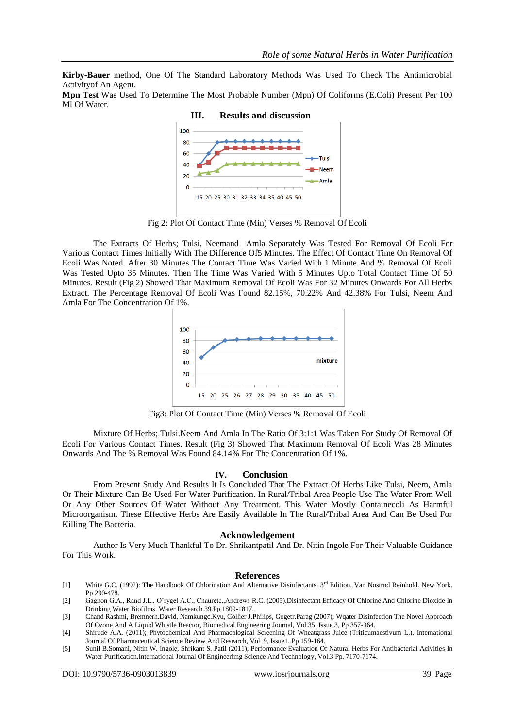**Kirby-Bauer** method, One Of The Standard Laboratory Methods Was Used To Check The Antimicrobial Activityof An Agent.

**Mpn Test** Was Used To Determine The Most Probable Number (Mpn) Of Coliforms (E.Coli) Present Per 100 Ml Of Water.

## III. Results and discussion

100
80
60
40
20
0
15 20 25 30 31 32 33 34 35 40 45 50
Tulsi
Neem
Amla

Fig 2: Plot Of Contact Time (Min) Verses % Removal Of Ecoli

The Extracts Of Herbs; Tulsi, Neemand Amla Separately Was Tested For Removal Of Ecoli For Various Contact Times Initially With The Difference Of5 Minutes. The Effect Of Contact Time On Removal Of Ecoli Was Noted. After 30 Minutes The Contact Time Was Varied With 1 Minute And % Removal Of Ecoli Was Tested Upto 35 Minutes. Then The Time Was Varied With 5 Minutes Upto Total Contact Time Of 50 Minutes. Result (Fig 2) Showed That Maximum Removal Of Ecoli Was For 32 Minutes Onwards For All Herbs Extract. The Percentage Removal Of Ecoli Was Found 82.15%, 70.22% And 42.38% For Tulsi, Neem And Amla For The Concentration Of 1%.

100
80
60
40
20
0
15 20 25 26 27 28 29 30 35 40 45 50
mixture

Fig3: Plot Of Contact Time (Min) Verses % Removal Of Ecoli

Mixture Of Herbs; Tulsi.Neem And Amla In The Ratio Of 3:1:1 Was Taken For Study Of Removal Of Ecoli For Various Contact Times. Result (Fig 3) Showed That Maximum Removal Of Ecoli Was 28 Minutes Onwards And The % Removal Was Found 84.14% For The Concentration Of 1%.

## IV. Conclusion

From Present Study And Results It Is Concluded That The Extract Of Herbs Like Tulsi, Neem, Amla Or Their Mixture Can Be Used For Water Purification. In Rural/Tribal Area People Use The Water From Well Or Any Other Sources Of Water Without Any Treatment. This Water Mostly Containecoli As Harmful Microorganism. These Effective Herbs Are Easily Available In The Rural/Tribal Area And Can Be Used For Killing The Bacteria.

## Acknowledgement

Author Is Very Much Thankful To Dr. Shrikantpatil And Dr. Nitin Ingole For Their Valuable Guidance For This Work.

## References

[1] White G.C. (1992): The Handbook Of Chlorination And Alternative Disinfectants. 3rd Edition, Van Nostrnd Reinhold. New York. Pp 290-478.

[2] Gagnon G.A., Rand J.L., O'rygel A.C., Chauretc.,Andrews R.C. (2005).Disinfectant Efficacy Of Chlorine And Chlorine Dioxide In Drinking Water Biofilms. Water Research 39.Pp 1809-1817.

[3] Chand Rashmi, Bremnerh.David, Namkungc.Kyu, Collier J.Philips, Gogetr.Parag (2007); Wqater Disinfection The Novel Approach Of Ozone And A Liquid Whistle Reactor, Biomedical Engineering Journal, Vol.35, Issue 3, Pp 357-364.

[4] Shirude A.A. (2011); Phytochemical And Pharmacological Screening Of Wheatgrass Juice (Triticumaestivum L.), International Journal Of Pharmaceutical Science Review And Research, Vol. 9, Issue1, Pp 159-164.

[5] Sunil B.Somani, Nitin W. Ingole, Shrikant S. Patil (2011); Performance Evaluation Of Natural Herbs For Antibacterial Acivities In Water Purification.International Journal Of Engineerimg Science And Technology, Vol.3 Pp. 7170-7174.